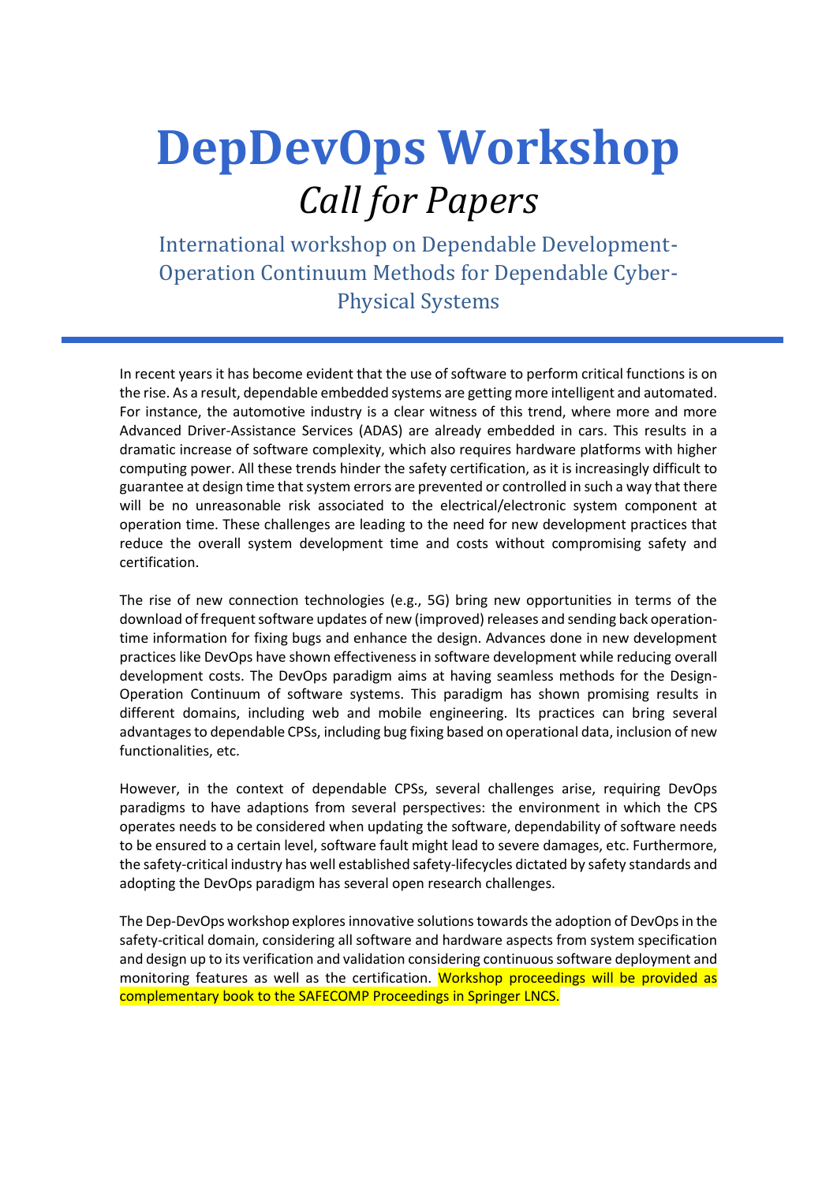# DepDevOps Workshop

## *Call for Papers*

### International workshop on Dependable Development-Operation Continuum Methods for Dependable Cyber-Physical Systems

In recent years it has become evident that the use of software to perform critical functions is on the rise. As a result, dependable embedded systems are getting more intelligent and automated. For instance, the automotive industry is a clear witness of this trend, where more and more Advanced Driver-Assistance Services (ADAS) are already embedded in cars. This results in a dramatic increase of software complexity, which also requires hardware platforms with higher computing power. All these trends hinder the safety certification, as it is increasingly difficult to guarantee at design time that system errors are prevented or controlled in such a way that there will be no unreasonable risk associated to the electrical/electronic system component at operation time. These challenges are leading to the need for new development practices that reduce the overall system development time and costs without compromising safety and certification.

The rise of new connection technologies (e.g., 5G) bring new opportunities in terms of the download of frequent software updates of new (improved) releases and sending back operation-time information for fixing bugs and enhance the design. Advances done in new development practices like DevOps have shown effectiveness in software development while reducing overall development costs. The DevOps paradigm aims at having seamless methods for the Design-Operation Continuum of software systems. This paradigm has shown promising results in different domains, including web and mobile engineering. Its practices can bring several advantages to dependable CPSs, including bug fixing based on operational data, inclusion of new functionalities, etc.

However, in the context of dependable CPSs, several challenges arise, requiring DevOps paradigms to have adaptions from several perspectives: the environment in which the CPS operates needs to be considered when updating the software, dependability of software needs to be ensured to a certain level, software fault might lead to severe damages, etc. Furthermore, the safety-critical industry has well established safety-lifecycles dictated by safety standards and adopting the DevOps paradigm has several open research challenges.

The Dep-DevOps workshop explores innovative solutions towards the adoption of DevOps in the safety-critical domain, considering all software and hardware aspects from system specification and design up to its verification and validation considering continuous software deployment and monitoring features as well as the certification. Workshop proceedings will be provided as complementary book to the SAFECOMP Proceedings in Springer LNCS.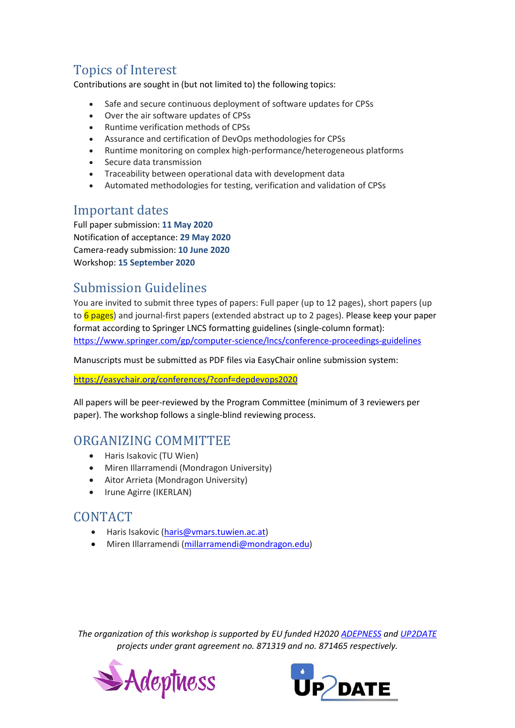## Topics of Interest

Contributions are sought in (but not limited to) the following topics:

- Safe and secure continuous deployment of software updates for CPSs
- Over the air software updates of CPSs
- Runtime verification methods of CPSs
- Assurance and certification of DevOps methodologies for CPSs
- Runtime monitoring on complex high-performance/heterogeneous platforms
- Secure data transmission
- Traceability between operational data with development data
- Automated methodologies for testing, verification and validation of CPSs

## Important dates

Full paper submission: **11 May 2020**
Notification of acceptance: **29 May 2020**
Camera-ready submission: **10 June 2020**
Workshop: **15 September 2020**

## Submission Guidelines

You are invited to submit three types of papers: Full paper (up to 12 pages), short papers (up to 6 pages) and journal-first papers (extended abstract up to 2 pages). Please keep your paper format according to Springer LNCS formatting guidelines (single-column format): https://www.springer.com/gp/computer-science/lncs/conference-proceedings-guidelines

Manuscripts must be submitted as PDF files via EasyChair online submission system:

https://easychair.org/conferences/?conf=depdevops2020

All papers will be peer-reviewed by the Program Committee (minimum of 3 reviewers per paper). The workshop follows a single-blind reviewing process.

## ORGANIZING COMMITTEE

- Haris Isakovic (TU Wien)
- Miren Illarramendi (Mondragon University)
- Aitor Arrieta (Mondragon University)
- Irune Agirre (IKERLAN)

## CONTACT

- Haris Isakovic (haris@vmars.tuwien.ac.at)
- Miren Illarramendi (millarramendi@mondragon.edu)

*The organization of this workshop is supported by EU funded H2020 ADEPNESS and UP2DATE projects under grant agreement no. 871319 and no. 871465 respectively.*